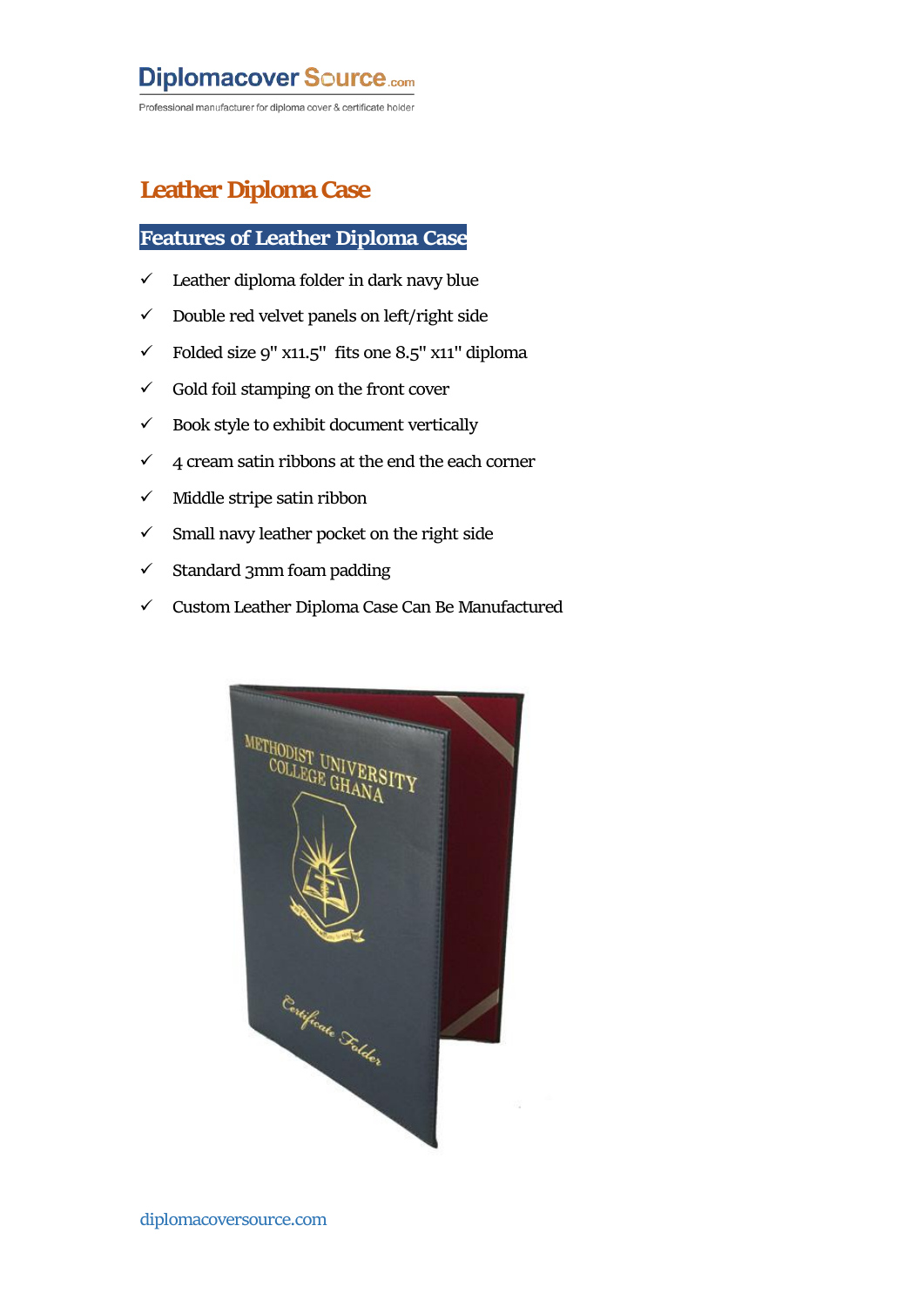Diplomacover Source.com

Professional manufacturer for diploma cover & certificate holder

# Leather Diploma Case

## Features of Leather Diploma Case

- ✓ Leather diploma folder in dark navy blue
- ✓ Double red velvet panels on left/right side
- ✓ Folded size 9" x11.5" fits one 8.5" x11" diploma
- ✓ Gold foil stamping on the front cover
- ✓ Book style to exhibit document vertically
- ✓ 4 cream satin ribbons at the end the each corner
- ✓ Middle stripe satin ribbon
- ✓ Small navy leather pocket on the right side
- ✓ Standard 3mm foam padding
- ✓ Custom Leather Diploma Case Can Be Manufactured

diplomacoversource.com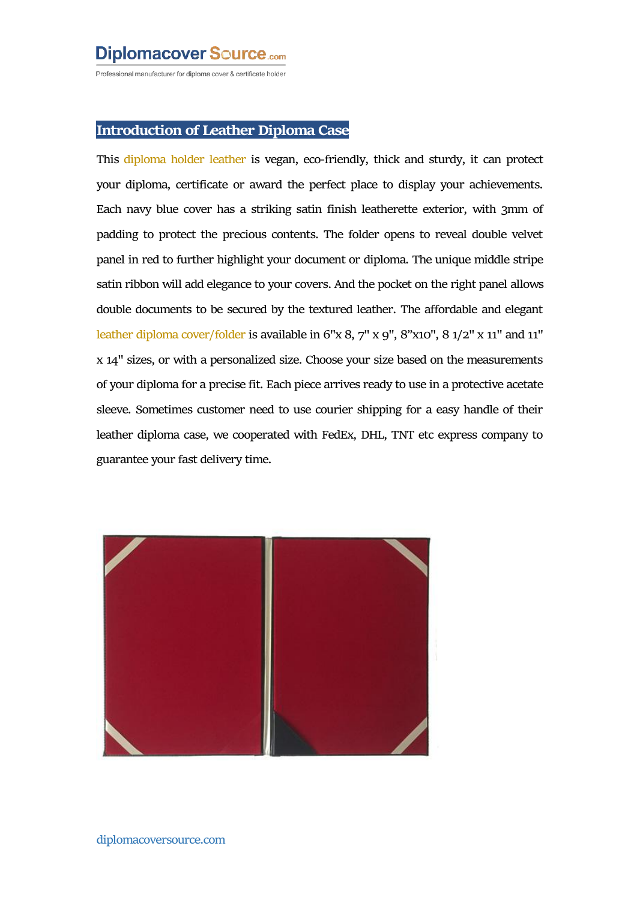## Introduction of Leather Diploma Case

This diploma holder leather is vegan, eco-friendly, thick and sturdy, it can protect your diploma, certificate or award the perfect place to display your achievements. Each navy blue cover has a striking satin finish leatherette exterior, with 3mm of padding to protect the precious contents. The folder opens to reveal double velvet panel in red to further highlight your document or diploma. The unique middle stripe satin ribbon will add elegance to your covers. And the pocket on the right panel allows double documents to be secured by the textured leather. The affordable and elegant leather diploma cover/folder is available in 6"x 8, 7" x 9", 8"x10", 8 1/2" x 11" and 11" x 14" sizes, or with a personalized size. Choose your size based on the measurements of your diploma for a precise fit. Each piece arrives ready to use in a protective acetate sleeve. Sometimes customer need to use courier shipping for a easy handle of their leather diploma case, we cooperated with FedEx, DHL, TNT etc express company to guarantee your fast delivery time.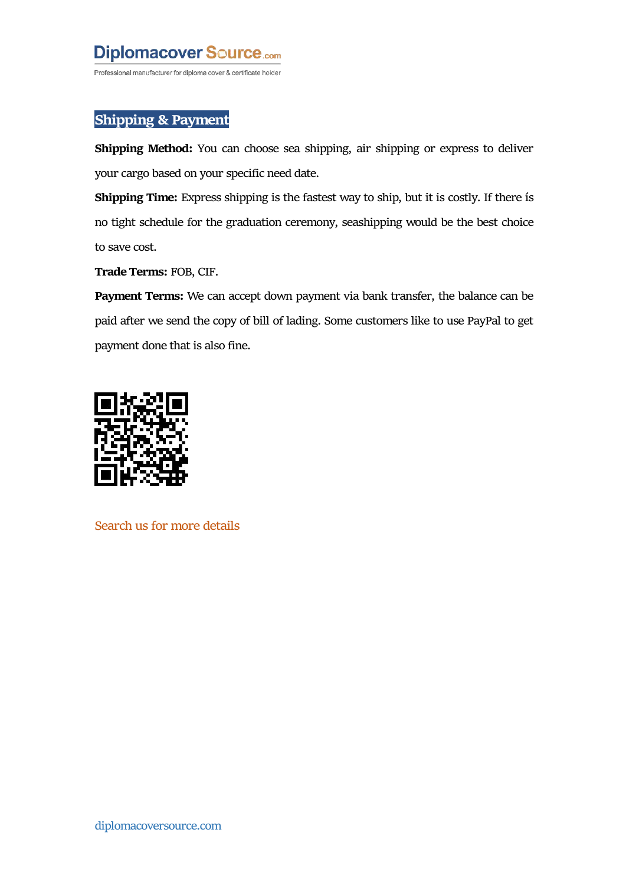## Shipping & Payment

**Shipping Method:** You can choose sea shipping, air shipping or express to deliver your cargo based on your specific need date.

**Shipping Time:** Express shipping is the fastest way to ship, but it is costly. If there ís no tight schedule for the graduation ceremony, seashipping would be the best choice to save cost.

**Trade Terms:** FOB, CIF.

**Payment Terms:** We can accept down payment via bank transfer, the balance can be paid after we send the copy of bill of lading. Some customers like to use PayPal to get payment done that is also fine.

Search us for more details